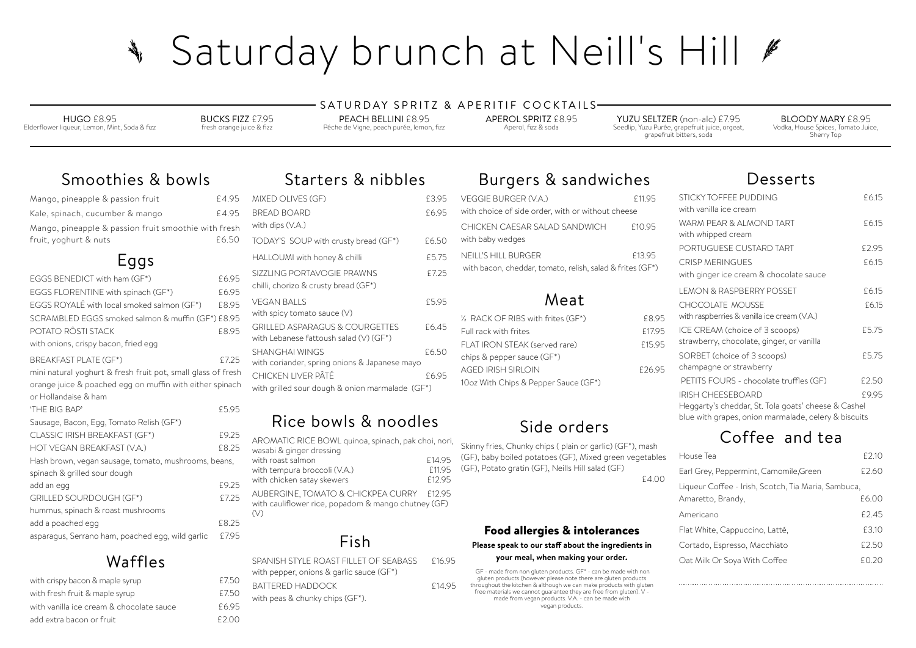# Saturday brunch at Neill's Hill

## SATURDAY SPRITZ & APERITIF COCKTAILS

**HUGO** £8.95
Elderflower liqueur, Lemon, Mint, Soda & fizz

**BUCKS FIZZ** £7.95
fresh orange juice & fizz

**PEACH BELLINI** £8.95
Péche de Vigne, peach purée, lemon, fizz

**APEROL SPRITZ** £8.95
Aperol, fizz & soda

**YUZU SELTZER** (non-alc) £7.95
Seedlip, Yuzu Purée, grapefruit juice, orgeat, grapefruit bitters, soda

**BLOODY MARY** £8.95
Vodka, House Spices, Tomato Juice, Sherry Top

## Smoothies & bowls

| Item | Price |
|---|---|
| Mango, pineapple & passion fruit | £4.95 |
| Kale, spinach, cucumber & mango | £4.95 |
| Mango, pineapple & passion fruit smoothie with fresh fruit, yoghurt & nuts | £6.50 |

## Eggs

| Item | Price |
|---|---|
| EGGS BENEDICT with ham (GF*) | £6.95 |
| EGGS FLORENTINE with spinach (GF*) | £6.95 |
| EGGS ROYALÉ with local smoked salmon (GF*) | £8.95 |
| SCRAMBLED EGGS smoked salmon & muffin (GF*) | £8.95 |
| POTATO RÔSTI STACK with onions, crispy bacon, fried egg | £8.95 |
| BREAKFAST PLATE (GF*) mini natural yoghurt & fresh fruit pot, small glass of fresh orange juice & poached egg on muffin with either spinach or Hollandaise & ham | £7.25 |
| 'THE BIG BAP' Sausage, Bacon, Egg, Tomato Relish (GF*) | £5.95 |
| CLASSIC IRISH BREAKFAST (GF*) | £9.25 |
| HOT VEGAN BREAKFAST (V.A.) Hash brown, vegan sausage, tomato, mushrooms, beans, spinach & grilled sour dough | £8.25 |
| add an egg | £9.25 |
| GRILLED SOURDOUGH (GF*) hummus, spinach & roast mushrooms | £7.25 |
| add a poached egg | £8.25 |
| asparagus, Serrano ham, poached egg, wild garlic | £7.95 |

## Waffles

| Item | Price |
|---|---|
| with crispy bacon & maple syrup | £7.50 |
| with fresh fruit & maple syrup | £7.50 |
| with vanilla ice cream & chocolate sauce | £6.95 |
| add extra bacon or fruit | £2.00 |

## Starters & nibbles

| Item | Price |
|---|---|
| MIXED OLIVES (GF) | £3.95 |
| BREAD BOARD with dips (V.A.) | £6.95 |
| TODAY'S SOUP with crusty bread (GF*) | £6.50 |
| HALLOUMI with honey & chilli | £5.75 |
| SIZZLING PORTAVOGIE PRAWNS chilli, chorizo & crusty bread (GF*) | £7.25 |
| VEGAN BALLS with spicy tomato sauce (V) | £5.95 |
| GRILLED ASPARAGUS & COURGETTES with Lebanese fattoush salad (V) (GF*) | £6.45 |
| SHANGHAI WINGS with coriander, spring onions & Japanese mayo | £6.50 |
| CHICKEN LIVER PÂTÉ with grilled sour dough & onion marmalade (GF*) | £6.95 |

## Rice bowls & noodles

AROMATIC RICE BOWL quinoa, spinach, pak choi, nori, wasabi & ginger dressing

| Item | Price |
|---|---|
| with roast salmon | £14.95 |
| with tempura broccoli (V.A.) | £11.95 |
| with chicken satay skewers | £12.95 |
| AUBERGINE, TOMATO & CHICKPEA CURRY with cauliflower rice, popadom & mango chutney (GF) (V) | £12.95 |

## Fish

| Item | Price |
|---|---|
| SPANISH STYLE ROAST FILLET OF SEABASS with pepper, onions & garlic sauce (GF*) | £16.95 |
| BATTERED HADDOCK with peas & chunky chips (GF*). | £14.95 |

## Burgers & sandwiches

| Item | Price |
|---|---|
| VEGGIE BURGER (V.A.) with choice of side order, with or without cheese | £11.95 |
| CHICKEN CAESAR SALAD SANDWICH with baby wedges | £10.95 |
| NEILL'S HILL BURGER with bacon, cheddar, tomato, relish, salad & frites (GF*) | £13.95 |

## Meat

| Item | Price |
|---|---|
| ½ RACK OF RIBS with frites (GF*) | £8.95 |
| Full rack with frites | £17.95 |
| FLAT IRON STEAK (served rare) chips & pepper sauce (GF*) | £15.95 |
| AGED IRISH SIRLOIN 10oz With Chips & Pepper Sauce (GF*) | £26.95 |

## Side orders

Skinny fries, Chunky chips ( plain or garlic) (GF*), mash (GF), baby boiled potatoes (GF), Mixed green vegetables (GF), Potato gratin (GF), Neills Hill salad (GF)

£4.00

### Food allergies & intolerances

**Please speak to our staff about the ingredients in your meal, when making your order.**

GF - made from non gluten products. GF* - can be made with non gluten products (however please note there are gluten products throughout the kitchen & although we can make products with gluten free materials we cannot guarantee they are free from gluten). V - made from vegan products. V.A. - can be made with vegan products.

## Desserts

| Item | Price |
|---|---|
| STICKY TOFFEE PUDDING with vanilla ice cream | £6.15 |
| WARM PEAR & ALMOND TART with whipped cream | £6.15 |
| PORTUGUESE CUSTARD TART | £2.95 |
| CRISP MERINGUES with ginger ice cream & chocolate sauce | £6.15 |
| LEMON & RASPBERRY POSSET | £6.15 |
| CHOCOLATE MOUSSE with raspberries & vanilla ice cream (V.A.) | £6.15 |
| ICE CREAM (choice of 3 scoops) strawberry, chocolate, ginger, or vanilla | £5.75 |
| SORBET (choice of 3 scoops) champagne or strawberry | £5.75 |
| PETITS FOURS - chocolate truffles (GF) | £2.50 |
| IRISH CHEESEBOARD Heggarty's cheddar, St. Tola goats' cheese & Cashel blue with grapes, onion marmalade, celery & biscuits | £9.95 |

## Coffee and tea

| Item | Price |
|---|---|
| House Tea | £2.10 |
| Earl Grey, Peppermint, Camomile,Green | £2.60 |
| Liqueur Coffee - Irish, Scotch, Tia Maria, Sambuca, Amaretto, Brandy, | £6.00 |
| Americano | £2.45 |
| Flat White, Cappuccino, Latté, | £3.10 |
| Cortado, Espresso, Macchiato | £2.50 |
| Oat Milk Or Soya With Coffee | £0.20 |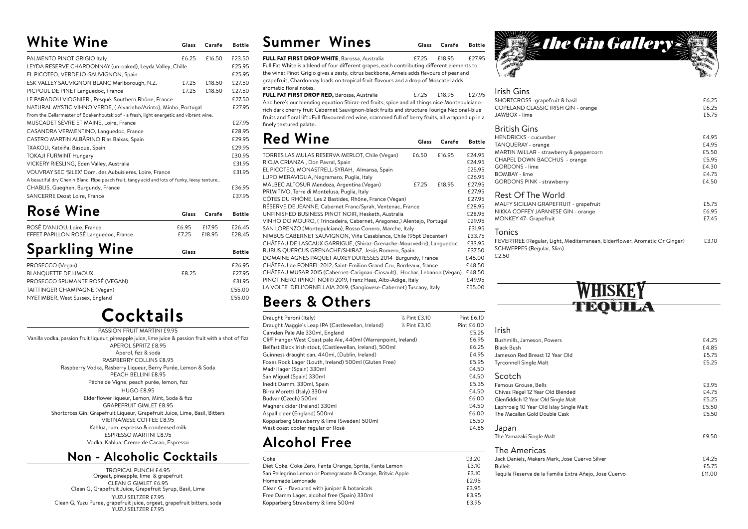# White Wine

| | Glass | Carafe | Bottle |
|---|---|---|---|
| PALMENTO PINOT GRIGIO Italy | £6.25 | £16.50 | £23.50 |
| LEYDA RESERVE CHARDONNAY (un-oaked), Leyda Valley, Chille | | | £25.95 |
| EL PICOTEO, VERDEJO-SAUVIGNON, Spain | | | £25.95 |
| ESK VALLEY SAUVIGNON BLANC Marlborough, N.Z. | £7.25 | £18.50 | £27.50 |
| PICPOUL DE PINET Languedoc, France | £7.25 | £18.50 | £27.50 |
| LE PARADOU VIOGNIER , Pesqué, Southern Rhône, France | | | £27.50 |
| NATURAL MYSTIC VIHNO VERDE, ( Alvarinho/Arinto), Minho, Portugal | | | £27.95 |
| From the Cellarmaster of Boekenhoutskloof - a fresh, light energetic and vibrant wine. | | | |
| MUSCADET SÈVRE ET MAINE, Loire, France | | | £27.95 |
| CASANDRA VERMENTINO, Languedoc, France | | | £28.95 |
| CASTRO MARTIN ALBĀRINO Rias Baixas, Spain | | | £29.95 |
| TXAKOLI, Katxiña, Basque, Spain | | | £29.95 |
| TOKAJI FURMINT Hungary | | | £30.95 |
| VICKERY RIESLING, Eden Valley, Australia | | | £31.95 |
| VOUVRAY SEC 'SILEX' Dom. des Aubuisieres, Loire, France | | | £31.95 |
| A beautiful dry Chenin Blanc. Ripe peach fruit, tangy acid and lots of funky, leesy texture.. | | | |
| CHABLIS, Gueghen, Burgundy, France | | | £36.95 |
| SANCERRE Dezat Loire, France | | | £37.95 |

# Rosé Wine

| | Glass | Carafe | Bottle |
|---|---|---|---|
| ROSÉ D'ANJOU, Loire, France | £6.95 | £17.95 | £26.45 |
| EFFET PAPILLON ROSÉ Languedoc, France | £7.25 | £18.95 | £28.45 |

# Sparkling Wine

| | Glass | Bottle |
|---|---|---|
| PROSECCO (Vegan) | | £26.95 |
| BLANQUETTE DE LIMOUX | £8.25 | £27.95 |
| PROSECCO SPUMANTE ROSÉ (VEGAN) | | £31.95 |
| TAITTINGER CHAMPAGNE (Vegan) | | £55.00 |
| NYETIMBER, West Sussex, England | | £55.00 |

# Cocktails

PASSION FRUIT MARTINI £9.95
Vanilla vodka, passion fruit liqueur, pineapple juice, lime juice & passion fruit with a shot of fizz

APEROL SPRITZ £8.95
Aperol, fizz & soda

RASPBERRY COLLINS £8.95
Raspberry Vodka, Rasberry Liqueur, Berry Purée, Lemon & Soda

PEACH BELLINI £8.95
Péche de Vigne, peach purée, lemon, fizz

HUGO £8.95
Elderflower liqueur, Lemon, Mint, Soda & fizz

GRAPEFRUIT GIMLET £8.95
Shortcross Gin, Grapefruit Liqueur, Grapefruit Juice, Lime, Basil, Bitters

VIETNAMESE COFFEE £8.95
Kahlua, rum, espresso & condensed milk

ESPRESSO MARTINI £8.95
Vodka, Kahlua, Creme de Cacao, Espresso

## Non - Alcoholic Cocktails

TROPICAL PUNCH £4.95
Orgeat, pineapple, lime & grapefruit

CLEAN G GIMLET £6.95
Clean G, Grapefruit Juice, Grapefruit Syrup, Basil, Lime

YUZU SELTZER £7.95
Clean G, Yuzu Puree, grapefruit juice, orgeat, grapefruit bitters, soda
YUZU SELTZER £7.95

# Summer Wines

| | Glass | Carafe | Bottle |
|---|---|---|---|
| **FULL FAT FIRST DROP WHITE**, Barossa, Australia | £7.25 | £18.95 | £27.95 |

Full Fat White is a blend of four different grapes, each contributing different elements to the wine: Pinot Grigio gives a zesty, citrus backbone, Arneis adds flavours of pear and grapefruit, Chardonnay loads on tropical fruit flavours and a drop of Moscatel adds aromatic floral notes.

| | Glass | Carafe | Bottle |
|---|---|---|---|
| **FULL FAT FIRST DROP RED,** Barossa, Australia | £7.25 | £18.95 | £27.95 |

And here's our blending equation Shiraz-red fruits, spice and all things nice Montepulciano-rich dark cherry fruit Cabernet Sauvignon-black fruits and structure Touriga Nacional-blue fruits and floral lift= Full flavoured red wine, crammed full of berry fruits, all wrapped up in a finely textured palate.

# Red Wine

| | Glass | Carafe | Bottle |
|---|---|---|---|
| TORRES LAS MULAS RESERVA MERLOT, Chile (Vegan) | £6.50 | £16.95 | £24.95 |
| RIOJA CRIANZA , Don Pavral, Spain | | | £24.95 |
| EL PICOTEO, MONASTRELL-SYRAH, Almansa, Spain | | | £25.95 |
| LUPO MERAVIGLIA, Negramaro, Puglia, Italy | | | £26.95 |
| MALBEC ALTOSUR Mendoza, Argentina (Vegan) | £7.25 | £18.95 | £27.95 |
| PRIMITIVO, Terre di Montelusa, Puglia, Italy | | | £27.95 |
| CÔTES DU RHÔNE, Les 2 Bastides, Rhône, France (Vegan) | | | £27.95 |
| RÉSERVE DE JEANNE, Cabernet Franc/Syrah, Ventenac, France | | | £28.95 |
| UNFINISHED BUSINESS PINOT NOIR, Hesketh, Australia | | | £28.95 |
| VINHO DO MOURO, ( Trincadeira, Cabernet, Aragonez,) Alentejo, Portugal | | | £29.95 |
| SAN LORENZO (Montepulciano), Rosso Conero, Marche, Italy | | | £31.95 |
| NIMBUS CABERNET SAUVIGNON, Viña Casablanca, Chile (95pt Decanter) | | | £33.75 |
| CHÂTEAU DE LASCAUX GARRIGUE, (Shiraz-Grenache-Mourvedre), Languedoc | | | £33.95 |
| RUBUS QUERCUS GRENACHE/SHIRAZ, Jesús Romero, Spain | | | £37.50 |
| DOMAINE AGNES PAQUET AUXEY DURESSES 2014 Burgundy, France | | | £45.00 |
| CHÂTEAU de FONBEL 2012, Saint-Emilion Grand Cru, Bordeaux, france | | | £48.50 |
| CHÂTEAU MUSAR 2015 (Cabernet-Carignan-Cinsault), Hochar, Lebanon (Vegan) | | | £48.50 |
| PINOT NERO (PINOT NOIR) 2019, Franz Haas, Alto-Adige, Italy | | | £49.95 |
| LA VOLTE DELL'ORNELLAIA 2019, (Sangiovese-Cabernet) Tuscany, Italy | | | £55.00 |

# Beers & Others

| | | |
|---|---|---|
| Draught Peroni (Italy) | ½ Pint £3.10 | Pint £6.10 |
| Draught Maggie's Leap IPA (Castlewellan, Ireland) | ½ Pint £3.10 | Pint £6.00 |
| Camden Pale Ale 330ml, England | | £5.25 |
| Cliff Hanger West Coast pale Ale, 440ml (Warrenpoint, Ireland) | | £6.95 |
| Belfast Black Irish stout, (Castlewellan, Ireland), 500ml | | £6.25 |
| Guinness draught can, 440ml, (Dublin, Ireland) | | £4.95 |
| Foxes Rock Lager (Louth, Ireland) 500ml (Gluten Free) | | £5.95 |
| Madri lager (Spain) 330ml | | £4.50 |
| San Miguel (Spain) 330ml | | £4.50 |
| Inedit Damm, 330ml, Spain | | £5.35 |
| Birra Moretti (Italy) 330ml | | £4.50 |
| Budvar (Czech) 500ml | | £6.00 |
| Magners cider (Ireland) 330ml | | £4.50 |
| Aspall cider (England) 500ml | | £6.00 |
| Kopparberg Strawberry & lime (Sweden) 500ml | | £5.50 |
| West coast cooler regular or Rosé | | £4.85 |

# Alcohol Free

| | |
|---|---|
| Coke | £3.20 |
| Diet Coke, Coke Zero, Fanta Orange, Sprite, Fanta Lemon | £3.10 |
| San Pellegrino Lemon or Pomegranate & Orange, Britvic Apple | £3.10 |
| Homemade Lemonade | £2.95 |
| Clean G - flavoured with juniper & botanicals | £3.95 |
| Free Damm Lager, alcohol free (Spain) 330ml | £3.95 |
| Kopparberg Strawberry & lime 500ml | £3.95 |

# the Gin Gallery

## Irish Gins

| | |
|---|---|
| SHORTCROSS -grapefruit & basil | £6.25 |
| COPELAND CLASSIC IRISH GIN - orange | £6.25 |
| JAWBOX - lime | £5.75 |

## British Gins

| | |
|---|---|
| HENDRICKS - cucumber | £4.95 |
| TANQUERAY - orange | £4.95 |
| MARTIN MILLAR - strawberry & peppercorn | £5.50 |
| CHAPEL DOWN BACCHUS - orange | £5.95 |
| GORDONS - lime | £4.30 |
| BOMBAY - lime | £4.75 |
| GORDONS PINK - strawberry | £4.50 |

## Rest Of The World

| | |
|---|---|
| MALFY SICILIAN GRAPEFRUIT - grapefruit | £5.75 |
| NIKKA COFFEY JAPANESE GIN - orange | £6.95 |
| MONKEY 47- Grapefruit | £7.45 |

## Tonics

| | |
|---|---|
| FEVERTREE (Regular, Light, Mediterranean, Elderflower, Aromatic Or Ginger) | £3.10 |
| SCHWEPPES (Regular, Slim) | |
| £2.50 | |

# WHISKEY TEQUILA

## Irish

| | |
|---|---|
| Bushmills, Jameson, Powers | £4.25 |
| Black Bush | £4.85 |
| Jameson Red Breast 12 Year Old | £5.75 |
| Tyrconnell Single Malt | £5.25 |

## Scotch

| | |
|---|---|
| Famous Grouse, Bells | £3.95 |
| Chivas Regal 12 Year Old Blended | £4.75 |
| Glenfiddich 12 Year Old Single Malt | £5.25 |
| Laphroaig 10 Year Old Islay Single Malt | £5.50 |
| The Macallan Gold Double Cask | £5.50 |

## Japan

| | |
|---|---|
| The Yamazaki Single Malt | £9.50 |

## The Americas

| | |
|---|---|
| Jack Daniels, Makers Mark, Jose Cuervo Silver | £4.25 |
| Bulleit | £5.75 |
| Tequila Reserva de la Familia Extra Añejo, Jose Cuervo | £11.00 |